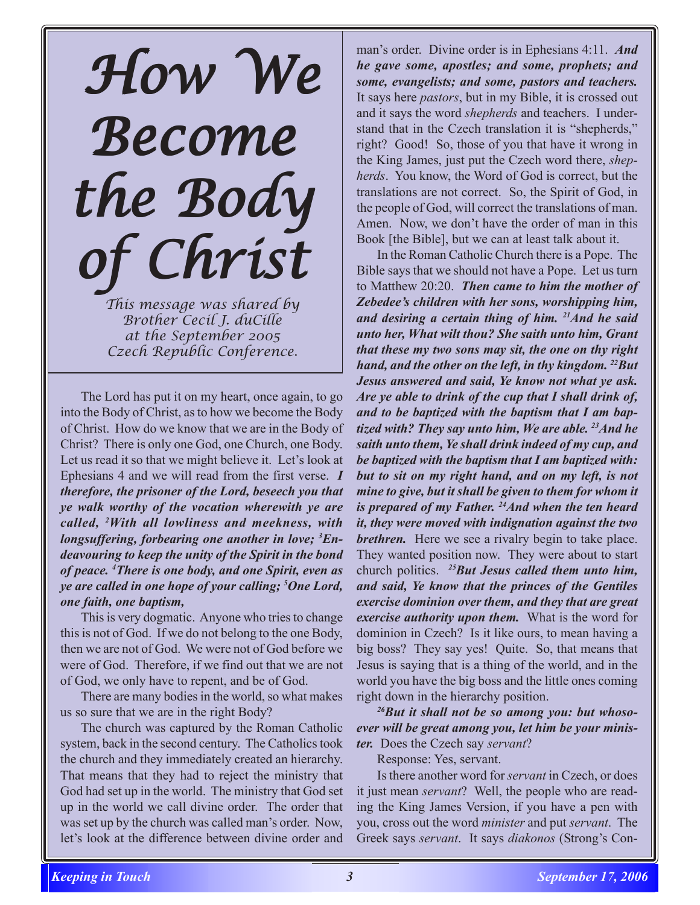# How We Become the Body of Christ

*This message was shared by Brother Cecil J. duCille at the September 2005 Czech Republic Conference.*

The Lord has put it on my heart, once again, to go into the Body of Christ, as to how we become the Body of Christ. How do we know that we are in the Body of Christ? There is only one God, one Church, one Body. Let us read it so that we might believe it. Let's look at Ephesians 4 and we will read from the first verse. ***I therefore, the prisoner of the Lord, beseech you that ye walk worthy of the vocation wherewith ye are called, [2]With all lowliness and meekness, with longsuffering, forbearing one another in love; [3]Endeavouring to keep the unity of the Spirit in the bond of peace. [4]There is one body, and one Spirit, even as ye are called in one hope of your calling; [5]One Lord, one faith, one baptism,***

This is very dogmatic. Anyone who tries to change this is not of God. If we do not belong to the one Body, then we are not of God. We were not of God before we were of God. Therefore, if we find out that we are not of God, we only have to repent, and be of God.

There are many bodies in the world, so what makes us so sure that we are in the right Body?

The church was captured by the Roman Catholic system, back in the second century. The Catholics took the church and they immediately created an hierarchy. That means that they had to reject the ministry that God had set up in the world. The ministry that God set up in the world we call divine order. The order that was set up by the church was called man's order. Now, let's look at the difference between divine order and man's order. Divine order is in Ephesians 4:11. ***And he gave some, apostles; and some, prophets; and some, evangelists; and some, pastors and teachers.*** It says here *pastors*, but in my Bible, it is crossed out and it says the word *shepherds* and teachers. I understand that in the Czech translation it is "shepherds," right? Good! So, those of you that have it wrong in the King James, just put the Czech word there, *shepherds*. You know, the Word of God is correct, but the translations are not correct. So, the Spirit of God, in the people of God, will correct the translations of man. Amen. Now, we don't have the order of man in this Book [the Bible], but we can at least talk about it.

In the Roman Catholic Church there is a Pope. The Bible says that we should not have a Pope. Let us turn to Matthew 20:20. ***Then came to him the mother of Zebedee's children with her sons, worshipping him, and desiring a certain thing of him. [21]And he said unto her, What wilt thou? She saith unto him, Grant that these my two sons may sit, the one on thy right hand, and the other on the left, in thy kingdom. [22]But Jesus answered and said, Ye know not what ye ask. Are ye able to drink of the cup that I shall drink of, and to be baptized with the baptism that I am baptized with? They say unto him, We are able. [23]And he saith unto them, Ye shall drink indeed of my cup, and be baptized with the baptism that I am baptized with: but to sit on my right hand, and on my left, is not mine to give, but it shall be given to them for whom it is prepared of my Father. [24]And when the ten heard it, they were moved with indignation against the two brethren.*** Here we see a rivalry begin to take place. They wanted position now. They were about to start church politics. ***[25]But Jesus called them unto him, and said, Ye know that the princes of the Gentiles exercise dominion over them, and they that are great exercise authority upon them.*** What is the word for dominion in Czech? Is it like ours, to mean having a big boss? They say yes! Quite. So, that means that Jesus is saying that is a thing of the world, and in the world you have the big boss and the little ones coming right down in the hierarchy position.

***[26]But it shall not be so among you: but whosoever will be great among you, let him be your minister.*** Does the Czech say *servant*?

Response: Yes, servant.

Is there another word for *servant* in Czech, or does it just mean *servant*? Well, the people who are reading the King James Version, if you have a pen with you, cross out the word *minister* and put *servant*. The Greek says *servant*. It says *diakonos* (Strong's Con-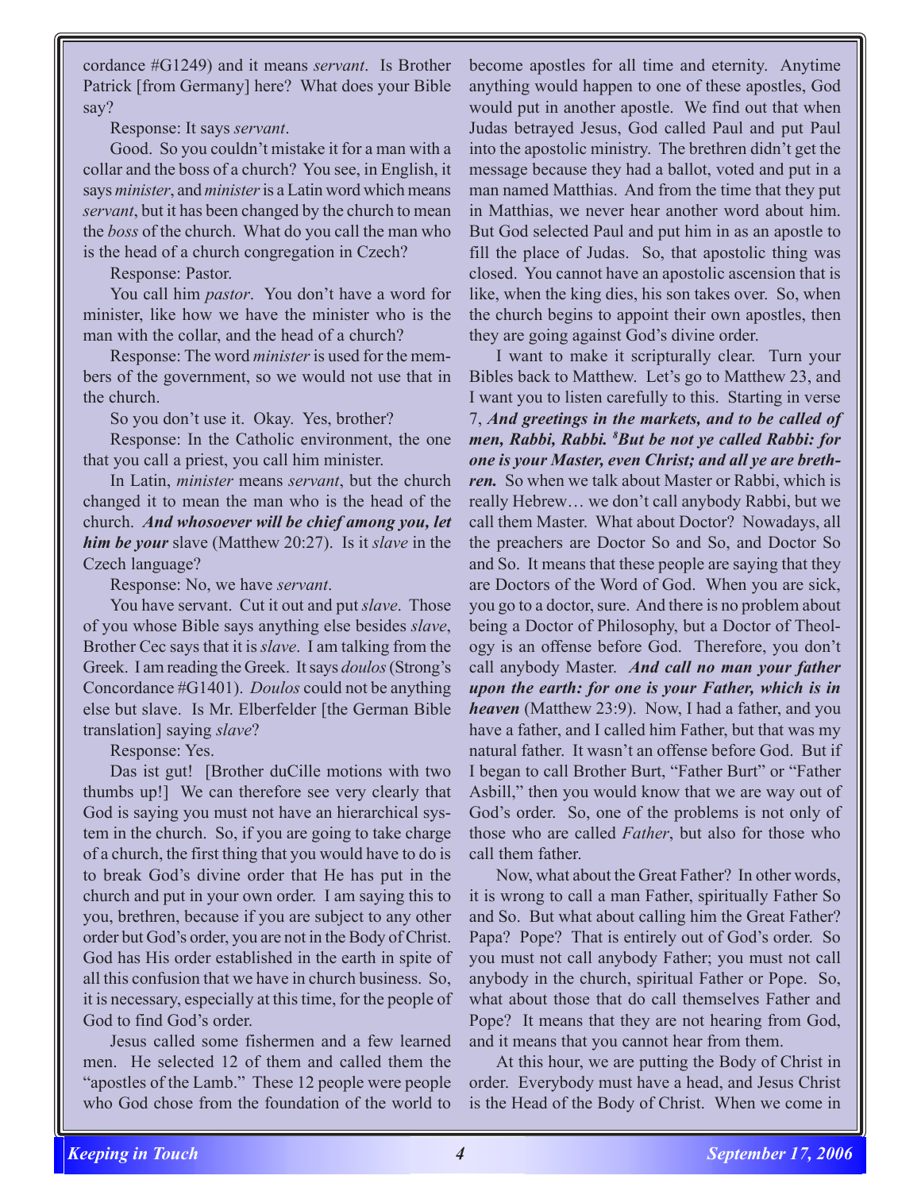cordance #G1249) and it means *servant*. Is Brother Patrick [from Germany] here? What does your Bible say?

Response: It says *servant*.

Good. So you couldn't mistake it for a man with a collar and the boss of a church? You see, in English, it says *minister*, and *minister* is a Latin word which means *servant*, but it has been changed by the church to mean the *boss* of the church. What do you call the man who is the head of a church congregation in Czech?

Response: Pastor.

You call him *pastor*. You don't have a word for minister, like how we have the minister who is the man with the collar, and the head of a church?

Response: The word *minister* is used for the members of the government, so we would not use that in the church.

So you don't use it. Okay. Yes, brother?

Response: In the Catholic environment, the one that you call a priest, you call him minister.

In Latin, *minister* means *servant*, but the church changed it to mean the man who is the head of the church. ***And whosoever will be chief among you, let him be your*** slave (Matthew 20:27). Is it *slave* in the Czech language?

Response: No, we have *servant*.

You have servant. Cut it out and put *slave*. Those of you whose Bible says anything else besides *slave*, Brother Cec says that it is *slave*. I am talking from the Greek. I am reading the Greek. It says *doulos* (Strong's Concordance #G1401). *Doulos* could not be anything else but slave. Is Mr. Elberfelder [the German Bible translation] saying *slave*?

Response: Yes.

Das ist gut! [Brother duCille motions with two thumbs up!] We can therefore see very clearly that God is saying you must not have an hierarchical system in the church. So, if you are going to take charge of a church, the first thing that you would have to do is to break God's divine order that He has put in the church and put in your own order. I am saying this to you, brethren, because if you are subject to any other order but God's order, you are not in the Body of Christ. God has His order established in the earth in spite of all this confusion that we have in church business. So, it is necessary, especially at this time, for the people of God to find God's order.

Jesus called some fishermen and a few learned men. He selected 12 of them and called them the "apostles of the Lamb." These 12 people were people who God chose from the foundation of the world to become apostles for all time and eternity. Anytime anything would happen to one of these apostles, God would put in another apostle. We find out that when Judas betrayed Jesus, God called Paul and put Paul into the apostolic ministry. The brethren didn't get the message because they had a ballot, voted and put in a man named Matthias. And from the time that they put in Matthias, we never hear another word about him. But God selected Paul and put him in as an apostle to fill the place of Judas. So, that apostolic thing was closed. You cannot have an apostolic ascension that is like, when the king dies, his son takes over. So, when the church begins to appoint their own apostles, then they are going against God's divine order.

I want to make it scripturally clear. Turn your Bibles back to Matthew. Let's go to Matthew 23, and I want you to listen carefully to this. Starting in verse 7, ***And greetings in the markets, and to be called of men, Rabbi, Rabbi. [8]But be not ye called Rabbi: for one is your Master, even Christ; and all ye are brethren.*** So when we talk about Master or Rabbi, which is really Hebrew… we don't call anybody Rabbi, but we call them Master. What about Doctor? Nowadays, all the preachers are Doctor So and So, and Doctor So and So. It means that these people are saying that they are Doctors of the Word of God. When you are sick, you go to a doctor, sure. And there is no problem about being a Doctor of Philosophy, but a Doctor of Theology is an offense before God. Therefore, you don't call anybody Master. ***And call no man your father upon the earth: for one is your Father, which is in heaven*** (Matthew 23:9). Now, I had a father, and you have a father, and I called him Father, but that was my natural father. It wasn't an offense before God. But if I began to call Brother Burt, "Father Burt" or "Father Asbill," then you would know that we are way out of God's order. So, one of the problems is not only of those who are called *Father*, but also for those who call them father.

Now, what about the Great Father? In other words, it is wrong to call a man Father, spiritually Father So and So. But what about calling him the Great Father? Papa? Pope? That is entirely out of God's order. So you must not call anybody Father; you must not call anybody in the church, spiritual Father or Pope. So, what about those that do call themselves Father and Pope? It means that they are not hearing from God, and it means that you cannot hear from them.

At this hour, we are putting the Body of Christ in order. Everybody must have a head, and Jesus Christ is the Head of the Body of Christ. When we come in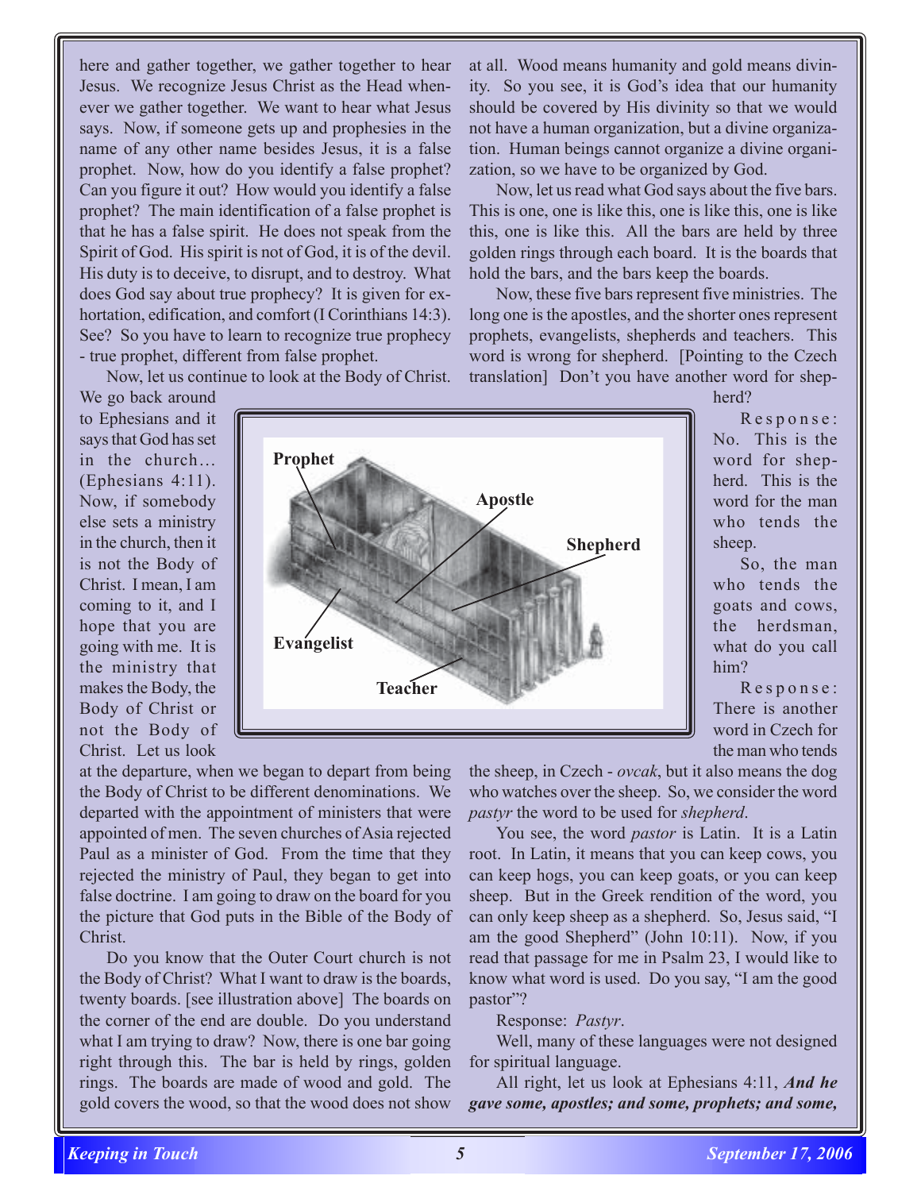here and gather together, we gather together to hear Jesus. We recognize Jesus Christ as the Head whenever we gather together. We want to hear what Jesus says. Now, if someone gets up and prophesies in the name of any other name besides Jesus, it is a false prophet. Now, how do you identify a false prophet? Can you figure it out? How would you identify a false prophet? The main identification of a false prophet is that he has a false spirit. He does not speak from the Spirit of God. His spirit is not of God, it is of the devil. His duty is to deceive, to disrupt, and to destroy. What does God say about true prophecy? It is given for exhortation, edification, and comfort (I Corinthians 14:3). See? So you have to learn to recognize true prophecy - true prophet, different from false prophet.

Now, let us continue to look at the Body of Christ. We go back around to Ephesians and it says that God has set in the church... (Ephesians 4:11). Now, if somebody else sets a ministry in the church, then it is not the Body of Christ. I mean, I am coming to it, and I hope that you are going with me. It is the ministry that makes the Body, the Body of Christ or not the Body of Christ. Let us look at the departure, when we began to depart from being the Body of Christ to be different denominations. We departed with the appointment of ministers that were appointed of men. The seven churches of Asia rejected Paul as a minister of God. From the time that they rejected the ministry of Paul, they began to get into false doctrine. I am going to draw on the board for you the picture that God puts in the Bible of the Body of Christ.

Do you know that the Outer Court church is not the Body of Christ? What I want to draw is the boards, twenty boards. [see illustration above] The boards on the corner of the end are double. Do you understand what I am trying to draw? Now, there is one bar going right through this. The bar is held by rings, golden rings. The boards are made of wood and gold. The gold covers the wood, so that the wood does not show at all. Wood means humanity and gold means divinity. So you see, it is God's idea that our humanity should be covered by His divinity so that we would not have a human organization, but a divine organization. Human beings cannot organize a divine organization, so we have to be organized by God.

Now, let us read what God says about the five bars. This is one, one is like this, one is like this, one is like this, one is like this. All the bars are held by three golden rings through each board. It is the boards that hold the bars, and the bars keep the boards.

Now, these five bars represent five ministries. The long one is the apostles, and the shorter ones represent prophets, evangelists, shepherds and teachers. This word is wrong for shepherd. [Pointing to the Czech translation] Don't you have another word for shepherd?

Response: No. This is the word for shepherd. This is the word for the man who tends the sheep.

So, the man who tends the goats and cows, the herdsman, what do you call him?

Response: There is another word in Czech for the man who tends the sheep, in Czech - *ovcak*, but it also means the dog who watches over the sheep. So, we consider the word *pastyr* the word to be used for *shepherd*.

You see, the word *pastor* is Latin. It is a Latin root. In Latin, it means that you can keep cows, you can keep hogs, you can keep goats, or you can keep sheep. But in the Greek rendition of the word, you can only keep sheep as a shepherd. So, Jesus said, "I am the good Shepherd" (John 10:11). Now, if you read that passage for me in Psalm 23, I would like to know what word is used. Do you say, "I am the good pastor"?

Response: *Pastyr*.

Well, many of these languages were not designed for spiritual language.

All right, let us look at Ephesians 4:11, ***And he gave some, apostles; and some, prophets; and some,***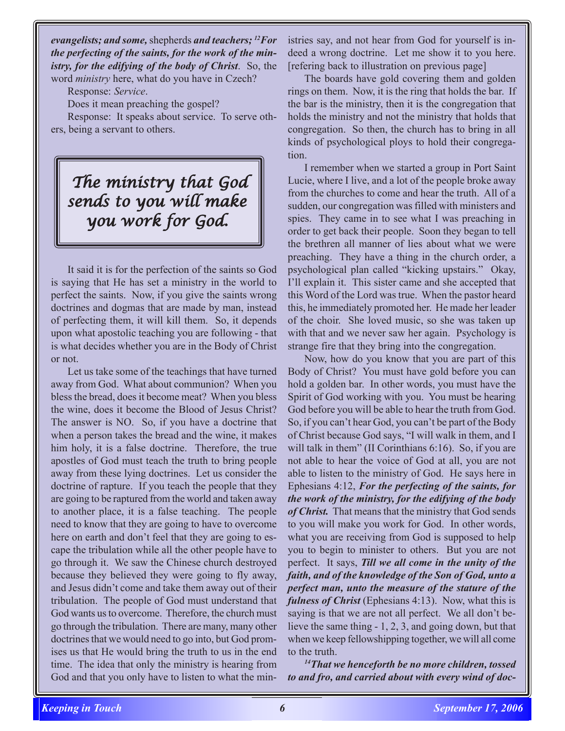***evangelists; and some,*** shepherds ***and teachers;*** [12]***For the perfecting of the saints, for the work of the ministry, for the edifying of the body of Christ***. So, the word *ministry* here, what do you have in Czech?

Response: *Service*.

Does it mean preaching the gospel?

Response: It speaks about service. To serve others, being a servant to others.

> *The ministry that God sends to you will make you work for God.*

It said it is for the perfection of the saints so God is saying that He has set a ministry in the world to perfect the saints. Now, if you give the saints wrong doctrines and dogmas that are made by man, instead of perfecting them, it will kill them. So, it depends upon what apostolic teaching you are following - that is what decides whether you are in the Body of Christ or not.

Let us take some of the teachings that have turned away from God. What about communion? When you bless the bread, does it become meat? When you bless the wine, does it become the Blood of Jesus Christ? The answer is NO. So, if you have a doctrine that when a person takes the bread and the wine, it makes him holy, it is a false doctrine. Therefore, the true apostles of God must teach the truth to bring people away from these lying doctrines. Let us consider the doctrine of rapture. If you teach the people that they are going to be raptured from the world and taken away to another place, it is a false teaching. The people need to know that they are going to have to overcome here on earth and don't feel that they are going to escape the tribulation while all the other people have to go through it. We saw the Chinese church destroyed because they believed they were going to fly away, and Jesus didn't come and take them away out of their tribulation. The people of God must understand that God wants us to overcome. Therefore, the church must go through the tribulation. There are many, many other doctrines that we would need to go into, but God promises us that He would bring the truth to us in the end time. The idea that only the ministry is hearing from God and that you only have to listen to what the ministries say, and not hear from God for yourself is indeed a wrong doctrine. Let me show it to you here. [refering back to illustration on previous page]

The boards have gold covering them and golden rings on them. Now, it is the ring that holds the bar. If the bar is the ministry, then it is the congregation that holds the ministry and not the ministry that holds that congregation. So then, the church has to bring in all kinds of psychological ploys to hold their congregation.

I remember when we started a group in Port Saint Lucie, where I live, and a lot of the people broke away from the churches to come and hear the truth. All of a sudden, our congregation was filled with ministers and spies. They came in to see what I was preaching in order to get back their people. Soon they began to tell the brethren all manner of lies about what we were preaching. They have a thing in the church order, a psychological plan called "kicking upstairs." Okay, I'll explain it. This sister came and she accepted that this Word of the Lord was true. When the pastor heard this, he immediately promoted her. He made her leader of the choir. She loved music, so she was taken up with that and we never saw her again. Psychology is strange fire that they bring into the congregation.

Now, how do you know that you are part of this Body of Christ? You must have gold before you can hold a golden bar. In other words, you must have the Spirit of God working with you. You must be hearing God before you will be able to hear the truth from God. So, if you can't hear God, you can't be part of the Body of Christ because God says, "I will walk in them, and I will talk in them" (II Corinthians 6:16). So, if you are not able to hear the voice of God at all, you are not able to listen to the ministry of God. He says here in Ephesians 4:12, ***For the perfecting of the saints, for the work of the ministry, for the edifying of the body of Christ.*** That means that the ministry that God sends to you will make you work for God. In other words, what you are receiving from God is supposed to help you to begin to minister to others. But you are not perfect. It says, ***Till we all come in the unity of the faith, and of the knowledge of the Son of God, unto a perfect man, unto the measure of the stature of the fulness of Christ*** (Ephesians 4:13). Now, what this is saying is that we are not all perfect. We all don't believe the same thing - 1, 2, 3, and going down, but that when we keep fellowshipping together, we will all come to the truth.

[14]***That we henceforth be no more children, tossed to and fro, and carried about with every wind of doc-***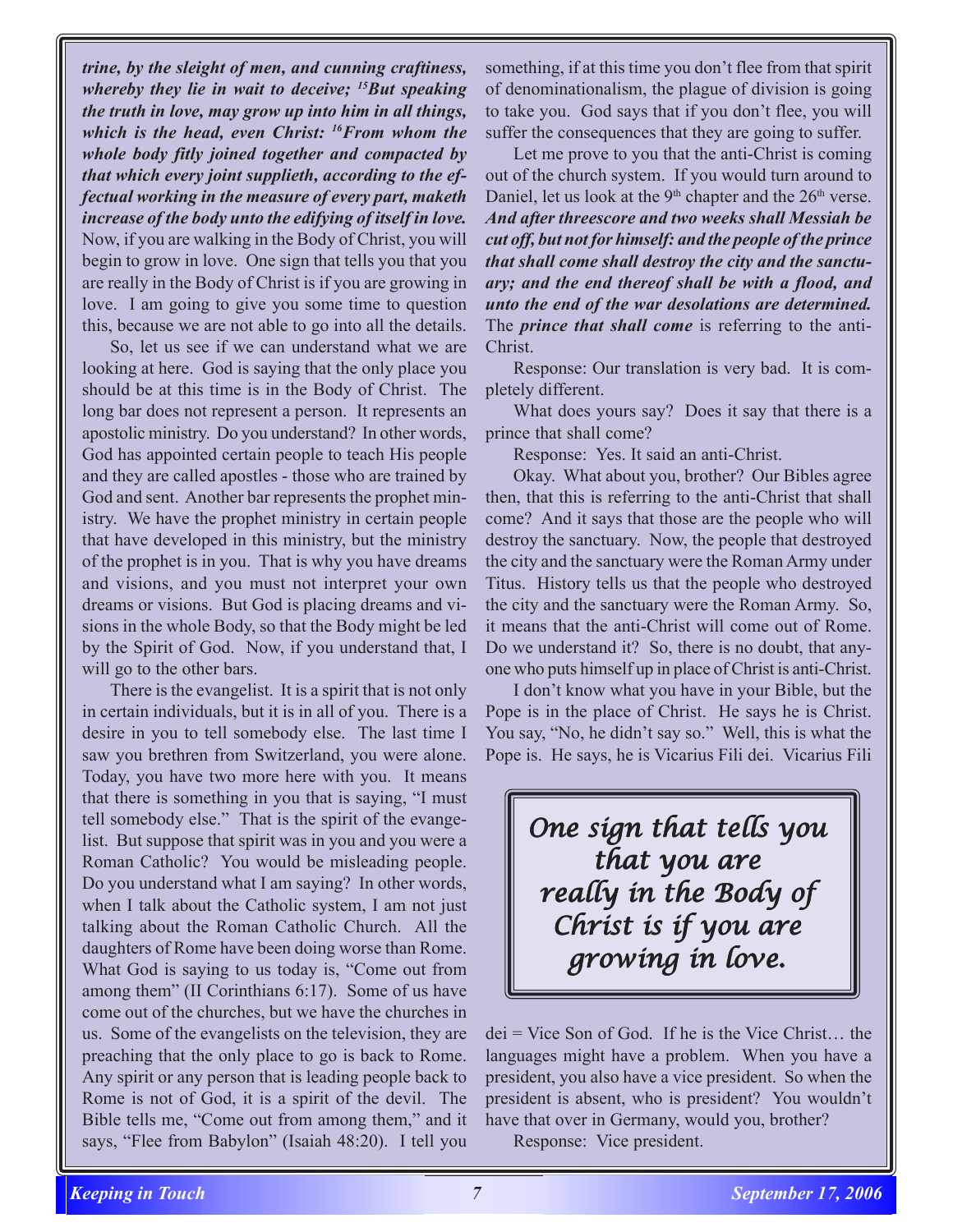***trine, by the sleight of men, and cunning craftiness, whereby they lie in wait to deceive; [15]But speaking the truth in love, may grow up into him in all things, which is the head, even Christ: [16]From whom the whole body fitly joined together and compacted by that which every joint supplieth, according to the effectual working in the measure of every part, maketh increase of the body unto the edifying of itself in love.*** Now, if you are walking in the Body of Christ, you will begin to grow in love. One sign that tells you that you are really in the Body of Christ is if you are growing in love. I am going to give you some time to question this, because we are not able to go into all the details.

So, let us see if we can understand what we are looking at here. God is saying that the only place you should be at this time is in the Body of Christ. The long bar does not represent a person. It represents an apostolic ministry. Do you understand? In other words, God has appointed certain people to teach His people and they are called apostles - those who are trained by God and sent. Another bar represents the prophet ministry. We have the prophet ministry in certain people that have developed in this ministry, but the ministry of the prophet is in you. That is why you have dreams and visions, and you must not interpret your own dreams or visions. But God is placing dreams and visions in the whole Body, so that the Body might be led by the Spirit of God. Now, if you understand that, I will go to the other bars.

There is the evangelist. It is a spirit that is not only in certain individuals, but it is in all of you. There is a desire in you to tell somebody else. The last time I saw you brethren from Switzerland, you were alone. Today, you have two more here with you. It means that there is something in you that is saying, "I must tell somebody else." That is the spirit of the evangelist. But suppose that spirit was in you and you were a Roman Catholic? You would be misleading people. Do you understand what I am saying? In other words, when I talk about the Catholic system, I am not just talking about the Roman Catholic Church. All the daughters of Rome have been doing worse than Rome. What God is saying to us today is, "Come out from among them" (II Corinthians 6:17). Some of us have come out of the churches, but we have the churches in us. Some of the evangelists on the television, they are preaching that the only place to go is back to Rome. Any spirit or any person that is leading people back to Rome is not of God, it is a spirit of the devil. The Bible tells me, "Come out from among them," and it says, "Flee from Babylon" (Isaiah 48:20). I tell you something, if at this time you don't flee from that spirit of denominationalism, the plague of division is going to take you. God says that if you don't flee, you will suffer the consequences that they are going to suffer.

Let me prove to you that the anti-Christ is coming out of the church system. If you would turn around to Daniel, let us look at the 9th chapter and the 26th verse. ***And after threescore and two weeks shall Messiah be cut off, but not for himself: and the people of the prince that shall come shall destroy the city and the sanctuary; and the end thereof shall be with a flood, and unto the end of the war desolations are determined.*** The ***prince that shall come*** is referring to the anti-Christ.

Response: Our translation is very bad. It is completely different.

What does yours say? Does it say that there is a prince that shall come?

Response: Yes. It said an anti-Christ.

Okay. What about you, brother? Our Bibles agree then, that this is referring to the anti-Christ that shall come? And it says that those are the people who will destroy the sanctuary. Now, the people that destroyed the city and the sanctuary were the Roman Army under Titus. History tells us that the people who destroyed the city and the sanctuary were the Roman Army. So, it means that the anti-Christ will come out of Rome. Do we understand it? So, there is no doubt, that anyone who puts himself up in place of Christ is anti-Christ.

I don't know what you have in your Bible, but the Pope is in the place of Christ. He says he is Christ. You say, "No, he didn't say so." Well, this is what the Pope is. He says, he is Vicarius Fili dei. Vicarius Fili dei = Vice Son of God. If he is the Vice Christ… the languages might have a problem. When you have a president, you also have a vice president. So when the president is absent, who is president? You wouldn't have that over in Germany, would you, brother?

Response: Vice president.

> *One sign that tells you that you are really in the Body of Christ is if you are growing in love.*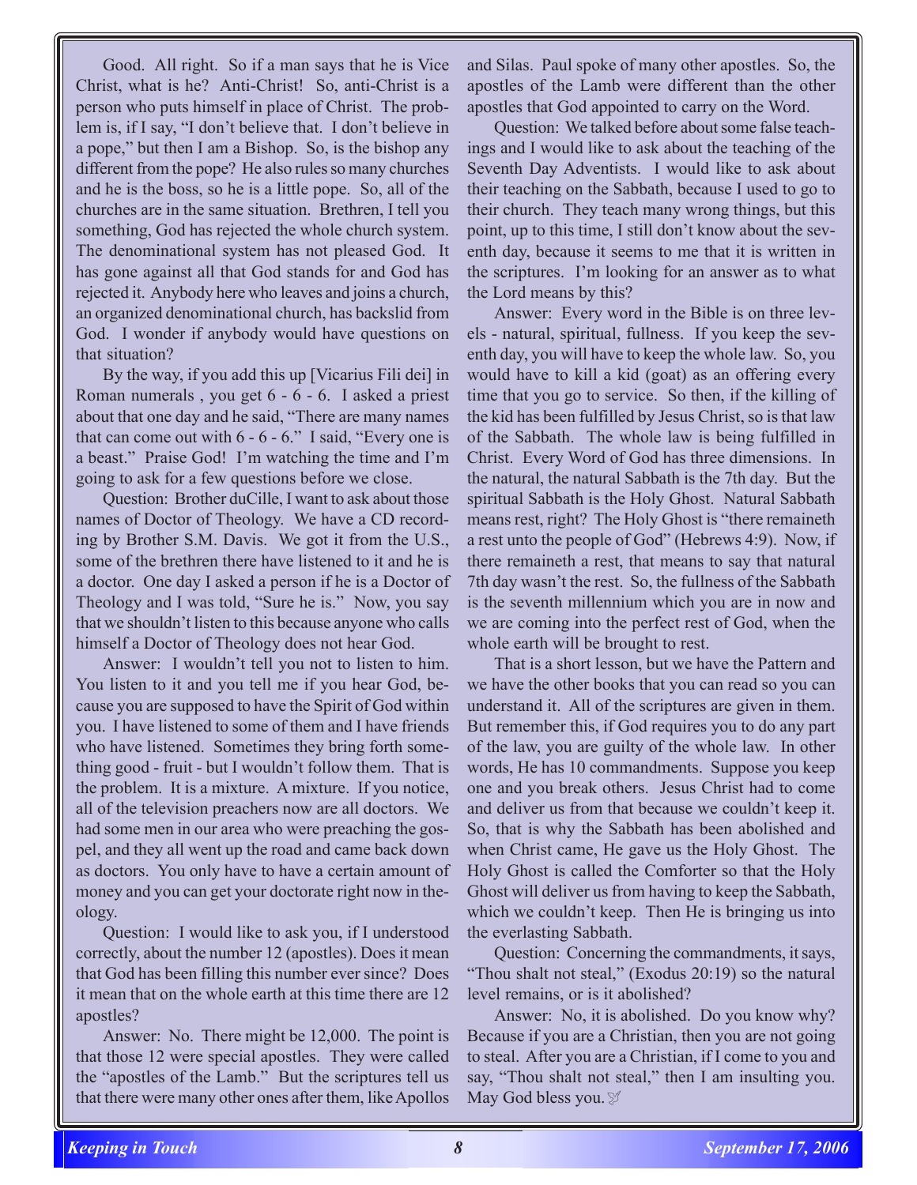Good. All right. So if a man says that he is Vice Christ, what is he? Anti-Christ! So, anti-Christ is a person who puts himself in place of Christ. The problem is, if I say, "I don't believe that. I don't believe in a pope," but then I am a Bishop. So, is the bishop any different from the pope? He also rules so many churches and he is the boss, so he is a little pope. So, all of the churches are in the same situation. Brethren, I tell you something, God has rejected the whole church system. The denominational system has not pleased God. It has gone against all that God stands for and God has rejected it. Anybody here who leaves and joins a church, an organized denominational church, has backslid from God. I wonder if anybody would have questions on that situation?

By the way, if you add this up [Vicarius Fili dei] in Roman numerals , you get 6 - 6 - 6. I asked a priest about that one day and he said, "There are many names that can come out with 6 - 6 - 6." I said, "Every one is a beast." Praise God! I'm watching the time and I'm going to ask for a few questions before we close.

Question: Brother duCille, I want to ask about those names of Doctor of Theology. We have a CD recording by Brother S.M. Davis. We got it from the U.S., some of the brethren there have listened to it and he is a doctor. One day I asked a person if he is a Doctor of Theology and I was told, "Sure he is." Now, you say that we shouldn't listen to this because anyone who calls himself a Doctor of Theology does not hear God.

Answer: I wouldn't tell you not to listen to him. You listen to it and you tell me if you hear God, because you are supposed to have the Spirit of God within you. I have listened to some of them and I have friends who have listened. Sometimes they bring forth something good - fruit - but I wouldn't follow them. That is the problem. It is a mixture. A mixture. If you notice, all of the television preachers now are all doctors. We had some men in our area who were preaching the gospel, and they all went up the road and came back down as doctors. You only have to have a certain amount of money and you can get your doctorate right now in theology.

Question: I would like to ask you, if I understood correctly, about the number 12 (apostles). Does it mean that God has been filling this number ever since? Does it mean that on the whole earth at this time there are 12 apostles?

Answer: No. There might be 12,000. The point is that those 12 were special apostles. They were called the "apostles of the Lamb." But the scriptures tell us that there were many other ones after them, like Apollos and Silas. Paul spoke of many other apostles. So, the apostles of the Lamb were different than the other apostles that God appointed to carry on the Word.

Question: We talked before about some false teachings and I would like to ask about the teaching of the Seventh Day Adventists. I would like to ask about their teaching on the Sabbath, because I used to go to their church. They teach many wrong things, but this point, up to this time, I still don't know about the seventh day, because it seems to me that it is written in the scriptures. I'm looking for an answer as to what the Lord means by this?

Answer: Every word in the Bible is on three levels - natural, spiritual, fullness. If you keep the seventh day, you will have to keep the whole law. So, you would have to kill a kid (goat) as an offering every time that you go to service. So then, if the killing of the kid has been fulfilled by Jesus Christ, so is that law of the Sabbath. The whole law is being fulfilled in Christ. Every Word of God has three dimensions. In the natural, the natural Sabbath is the 7th day. But the spiritual Sabbath is the Holy Ghost. Natural Sabbath means rest, right? The Holy Ghost is "there remaineth a rest unto the people of God" (Hebrews 4:9). Now, if there remaineth a rest, that means to say that natural 7th day wasn't the rest. So, the fullness of the Sabbath is the seventh millennium which you are in now and we are coming into the perfect rest of God, when the whole earth will be brought to rest.

That is a short lesson, but we have the Pattern and we have the other books that you can read so you can understand it. All of the scriptures are given in them. But remember this, if God requires you to do any part of the law, you are guilty of the whole law. In other words, He has 10 commandments. Suppose you keep one and you break others. Jesus Christ had to come and deliver us from that because we couldn't keep it. So, that is why the Sabbath has been abolished and when Christ came, He gave us the Holy Ghost. The Holy Ghost is called the Comforter so that the Holy Ghost will deliver us from having to keep the Sabbath, which we couldn't keep. Then He is bringing us into the everlasting Sabbath.

Question: Concerning the commandments, it says, "Thou shalt not steal," (Exodus 20:19) so the natural level remains, or is it abolished?

Answer: No, it is abolished. Do you know why? Because if you are a Christian, then you are not going to steal. After you are a Christian, if I come to you and say, "Thou shalt not steal," then I am insulting you. May God bless you.